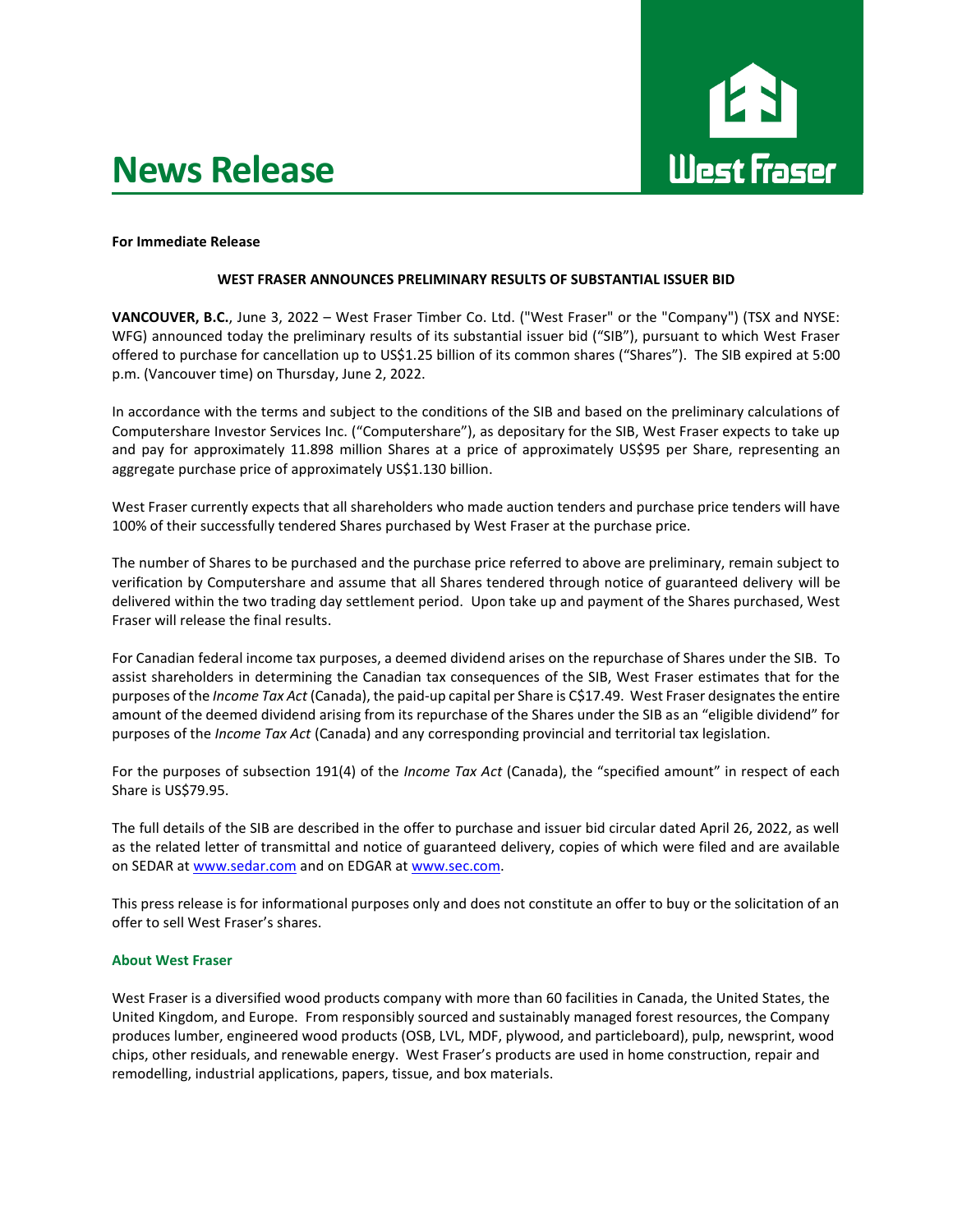# News Release

**For Immediate Release**

**WEST FRASER ANNOUNCES PRELIMINARY RESULTS OF SUBSTANTIAL ISSUER BID**

**VANCOUVER, B.C.**, June 3, 2022 – West Fraser Timber Co. Ltd. ("West Fraser" or the "Company") (TSX and NYSE: WFG) announced today the preliminary results of its substantial issuer bid ("SIB"), pursuant to which West Fraser offered to purchase for cancellation up to US$1.25 billion of its common shares ("Shares"). The SIB expired at 5:00 p.m. (Vancouver time) on Thursday, June 2, 2022.

In accordance with the terms and subject to the conditions of the SIB and based on the preliminary calculations of Computershare Investor Services Inc. ("Computershare"), as depositary for the SIB, West Fraser expects to take up and pay for approximately 11.898 million Shares at a price of approximately US$95 per Share, representing an aggregate purchase price of approximately US$1.130 billion.

West Fraser currently expects that all shareholders who made auction tenders and purchase price tenders will have 100% of their successfully tendered Shares purchased by West Fraser at the purchase price.

The number of Shares to be purchased and the purchase price referred to above are preliminary, remain subject to verification by Computershare and assume that all Shares tendered through notice of guaranteed delivery will be delivered within the two trading day settlement period. Upon take up and payment of the Shares purchased, West Fraser will release the final results.

For Canadian federal income tax purposes, a deemed dividend arises on the repurchase of Shares under the SIB. To assist shareholders in determining the Canadian tax consequences of the SIB, West Fraser estimates that for the purposes of the *Income Tax Act* (Canada), the paid-up capital per Share is C$17.49. West Fraser designates the entire amount of the deemed dividend arising from its repurchase of the Shares under the SIB as an "eligible dividend" for purposes of the *Income Tax Act* (Canada) and any corresponding provincial and territorial tax legislation.

For the purposes of subsection 191(4) of the *Income Tax Act* (Canada), the "specified amount" in respect of each Share is US$79.95.

The full details of the SIB are described in the offer to purchase and issuer bid circular dated April 26, 2022, as well as the related letter of transmittal and notice of guaranteed delivery, copies of which were filed and are available on SEDAR at www.sedar.com and on EDGAR at www.sec.com.

This press release is for informational purposes only and does not constitute an offer to buy or the solicitation of an offer to sell West Fraser's shares.

### About West Fraser

West Fraser is a diversified wood products company with more than 60 facilities in Canada, the United States, the United Kingdom, and Europe. From responsibly sourced and sustainably managed forest resources, the Company produces lumber, engineered wood products (OSB, LVL, MDF, plywood, and particleboard), pulp, newsprint, wood chips, other residuals, and renewable energy. West Fraser's products are used in home construction, repair and remodelling, industrial applications, papers, tissue, and box materials.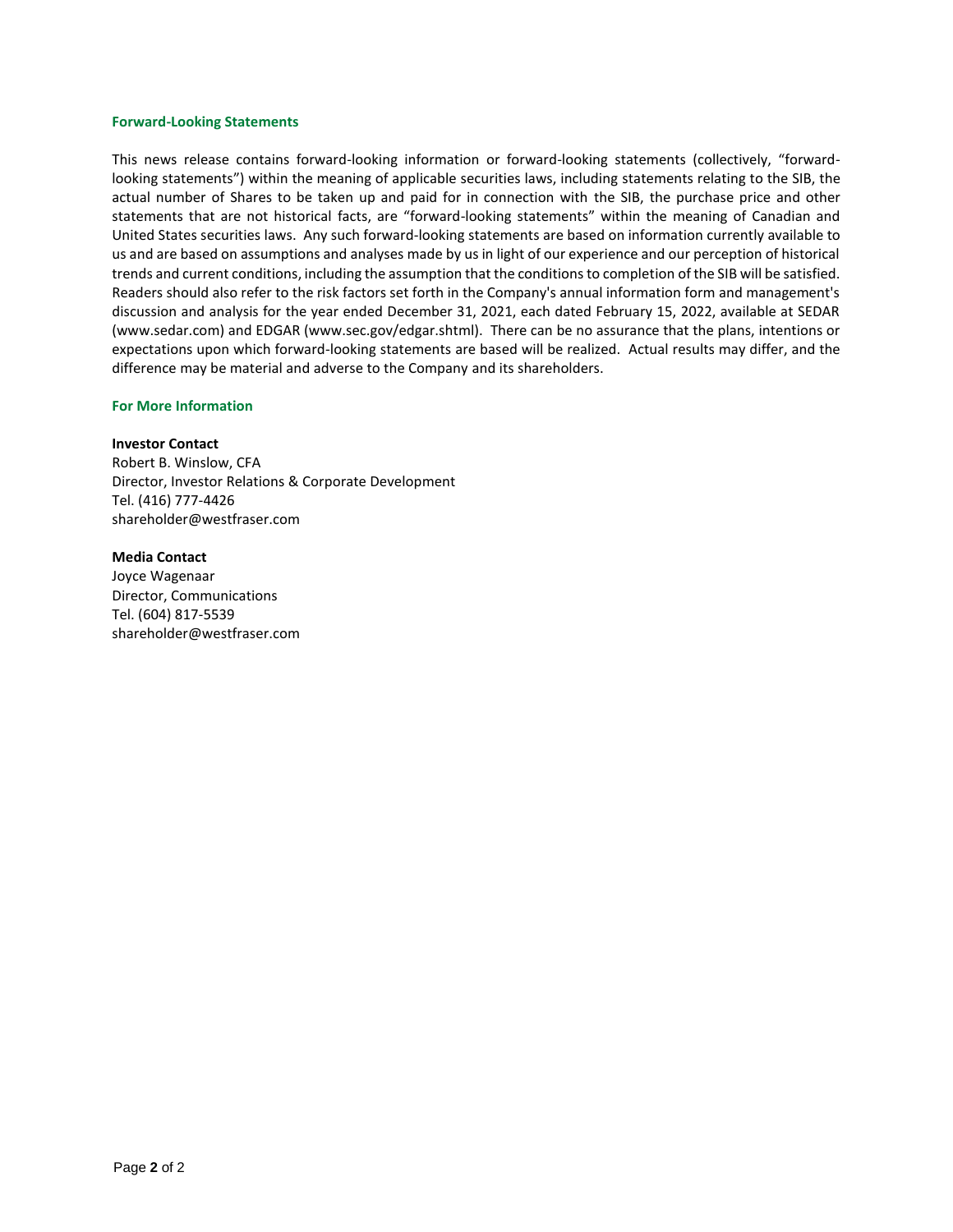## Forward-Looking Statements

This news release contains forward-looking information or forward-looking statements (collectively, "forward-looking statements") within the meaning of applicable securities laws, including statements relating to the SIB, the actual number of Shares to be taken up and paid for in connection with the SIB, the purchase price and other statements that are not historical facts, are "forward-looking statements" within the meaning of Canadian and United States securities laws. Any such forward-looking statements are based on information currently available to us and are based on assumptions and analyses made by us in light of our experience and our perception of historical trends and current conditions, including the assumption that the conditions to completion of the SIB will be satisfied. Readers should also refer to the risk factors set forth in the Company's annual information form and management's discussion and analysis for the year ended December 31, 2021, each dated February 15, 2022, available at SEDAR (www.sedar.com) and EDGAR (www.sec.gov/edgar.shtml). There can be no assurance that the plans, intentions or expectations upon which forward-looking statements are based will be realized. Actual results may differ, and the difference may be material and adverse to the Company and its shareholders.

## For More Information

**Investor Contact**
Robert B. Winslow, CFA
Director, Investor Relations & Corporate Development
Tel. (416) 777-4426
shareholder@westfraser.com

**Media Contact**
Joyce Wagenaar
Director, Communications
Tel. (604) 817-5539
shareholder@westfraser.com